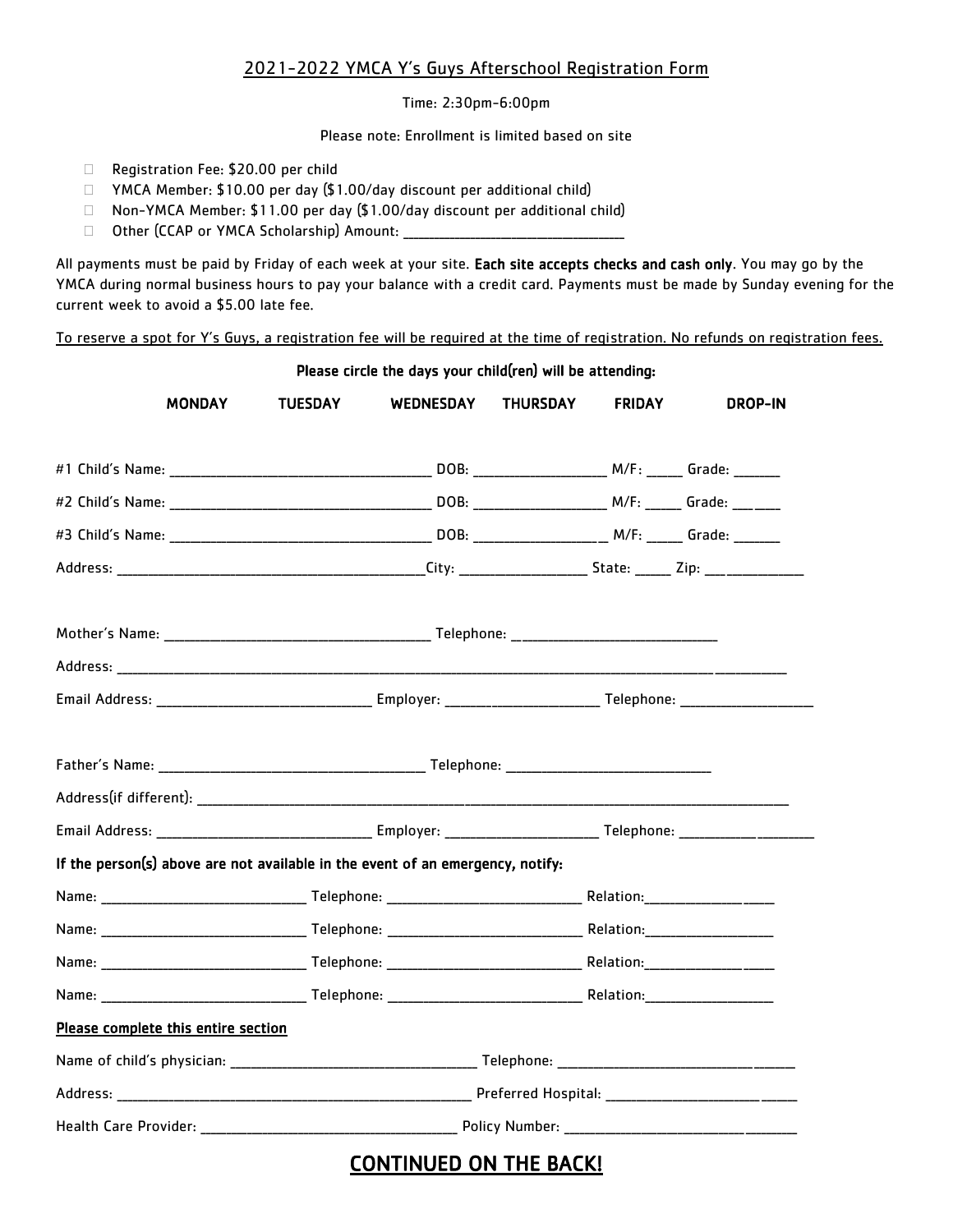## 2021-2022 YMCA Y's Guys Afterschool Registration Form

Time: 2:30pm-6:00pm

Please note: Enrollment is limited based on site

- ☐ Registration Fee: $20.00 per child
- ☐ YMCA Member: $10.00 per day ($1.00/day discount per additional child)
- ☐ Non-YMCA Member: $11.00 per day ($1.00/day discount per additional child)
- ☐ Other (CCAP or YMCA Scholarship) Amount: ______________________________

All payments must be paid by Friday of each week at your site. **Each site accepts checks and cash only**. You may go by the YMCA during normal business hours to pay your balance with a credit card. Payments must be made by Sunday evening for the current week to avoid a $5.00 late fee.

<u>To reserve a spot for Y's Guys, a registration fee will be required at the time of registration. No refunds on registration fees.</u>

**Please circle the days your child(ren) will be attending:**

**MONDAY TUESDAY WEDNESDAY THURSDAY FRIDAY DROP-IN**

#1 Child's Name: ____________________________________ DOB: __________________ M/F: _____ Grade: ______

#2 Child's Name: ____________________________________ DOB: __________________ M/F: _____ Grade: ______

#3 Child's Name: ____________________________________ DOB: __________________ M/F: _____ Grade: ______

Address: ____________________________________________City: _________________ State: _____ Zip: _____________

Mother's Name: ____________________________________ Telephone: ____________________________

Address: ________________________________________________________________________________________

Email Address: ______________________________ Employer: _____________________ Telephone: __________________

Father's Name: ____________________________________ Telephone: ____________________________

Address(if different): ______________________________________________________________________________

Email Address: ______________________________ Employer: _____________________ Telephone: __________________

**If the person(s) above are not available in the event of an emergency, notify:**

Name: ____________________________ Telephone: ___________________________ Relation:__________________

Name: ____________________________ Telephone: ___________________________ Relation:__________________

Name: ____________________________ Telephone: ___________________________ Relation:__________________

Name: ____________________________ Telephone: ___________________________ Relation:__________________

**<u>Please complete this entire section</u>**

Name of child's physician: __________________________________ Telephone: ________________________________

Address: ___________________________________________________ Preferred Hospital: ___________________________

Health Care Provider: ____________________________________ Policy Number: ______________________________

## <u>CONTINUED ON THE BACK!</u>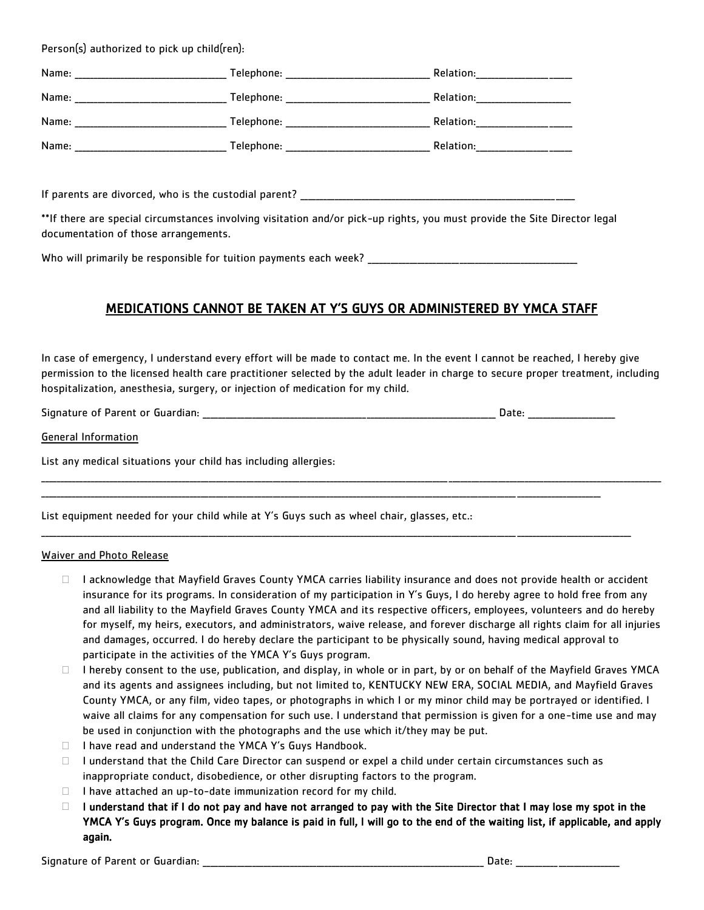Person(s) authorized to pick up child(ren):

Name: ____________________________ Telephone: ___________________________ Relation:_________________

Name: ____________________________ Telephone: ___________________________ Relation:_________________

Name: ____________________________ Telephone: ___________________________ Relation:_________________

Name: ____________________________ Telephone: ___________________________ Relation:_________________

If parents are divorced, who is the custodial parent? ___________________________________________________

**If there are special circumstances involving visitation and/or pick-up rights, you must provide the Site Director legal documentation of those arrangements.

Who will primarily be responsible for tuition payments each week? ________________________________________

## <u>MEDICATIONS CANNOT BE TAKEN AT Y'S GUYS OR ADMINISTERED BY YMCA STAFF</u>

In case of emergency, I understand every effort will be made to contact me. In the event I cannot be reached, I hereby give permission to the licensed health care practitioner selected by the adult leader in charge to secure proper treatment, including hospitalization, anesthesia, surgery, or injection of medication for my child.

Signature of Parent or Guardian: ________________________________________________________ Date: ________________

<u>General Information</u>

List any medical situations your child has including allergies:

_____________________________________________________________________________________________________________________

_____________________________________________________________________________________________________________

List equipment needed for your child while at Y's Guys such as wheel chair, glasses, etc.:

_________________________________________________________________________________________________________________

<u>Waiver and Photo Release</u>

- ☐ I acknowledge that Mayfield Graves County YMCA carries liability insurance and does not provide health or accident insurance for its programs. In consideration of my participation in Y's Guys, I do hereby agree to hold free from any and all liability to the Mayfield Graves County YMCA and its respective officers, employees, volunteers and do hereby for myself, my heirs, executors, and administrators, waive release, and forever discharge all rights claim for all injuries and damages, occurred. I do hereby declare the participant to be physically sound, having medical approval to participate in the activities of the YMCA Y's Guys program.
- ☐ I hereby consent to the use, publication, and display, in whole or in part, by or on behalf of the Mayfield Graves YMCA and its agents and assignees including, but not limited to, KENTUCKY NEW ERA, SOCIAL MEDIA, and Mayfield Graves County YMCA, or any film, video tapes, or photographs in which I or my minor child may be portrayed or identified. I waive all claims for any compensation for such use. I understand that permission is given for a one-time use and may be used in conjunction with the photographs and the use which it/they may be put.
- ☐ I have read and understand the YMCA Y's Guys Handbook.
- ☐ I understand that the Child Care Director can suspend or expel a child under certain circumstances such as inappropriate conduct, disobedience, or other disrupting factors to the program.
- ☐ I have attached an up-to-date immunization record for my child.
- ☐ **I understand that if I do not pay and have not arranged to pay with the Site Director that I may lose my spot in the YMCA Y's Guys program. Once my balance is paid in full, I will go to the end of the waiting list, if applicable, and apply again.**

Signature of Parent or Guardian: ______________________________________________________ Date: ___________________